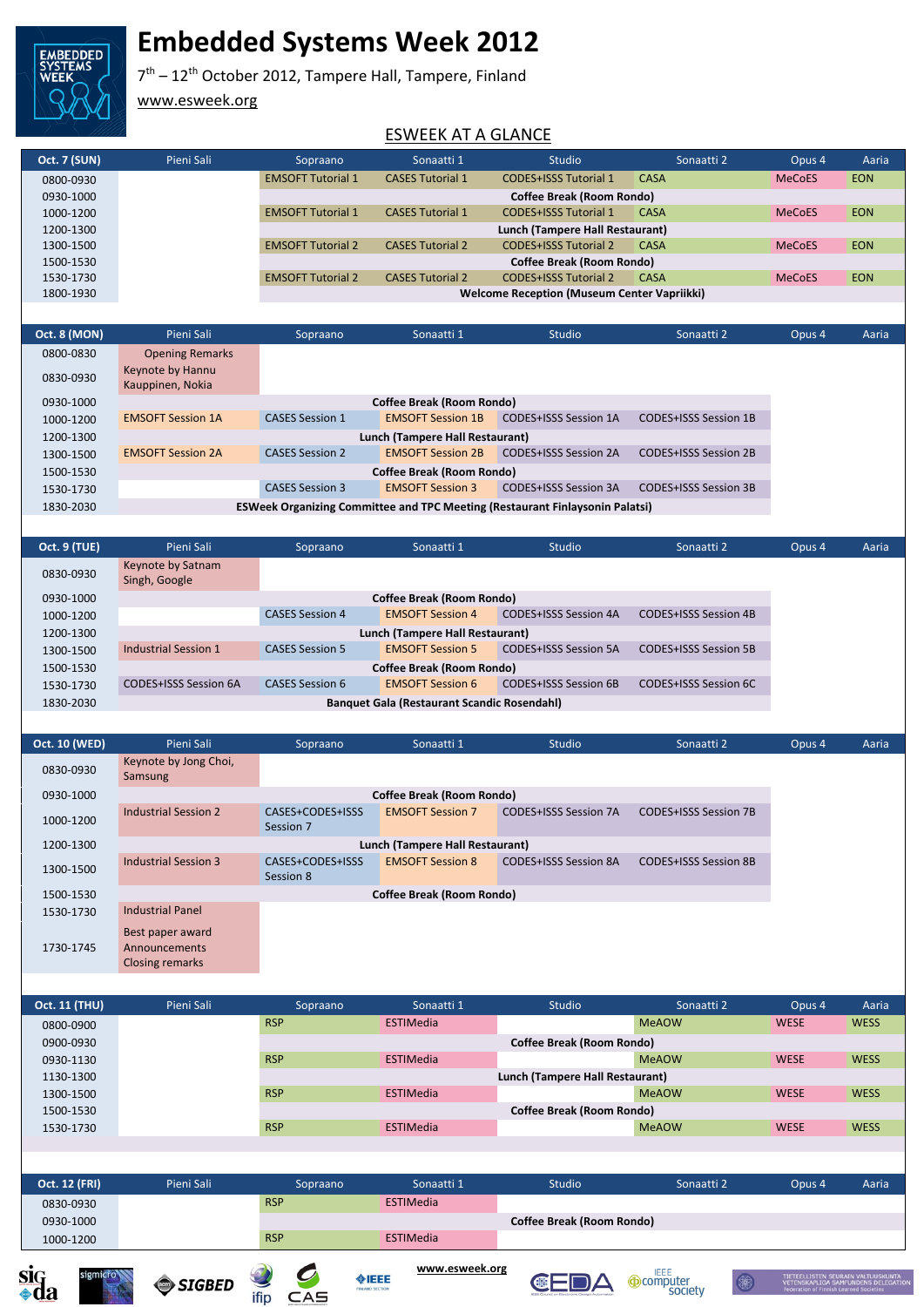# Embedded Systems Week 2012

7th – 12th October 2012, Tampere Hall, Tampere, Finland

www.esweek.org

## ESWEEK AT A GLANCE

| Oct. 7 (SUN) | Pieni Sali | Sopraano | Sonaatti 1 | Studio | Sonaatti 2 | Opus 4 | Aaria |
|---|---|---|---|---|---|---|---|
| 0800-0930 | | EMSOFT Tutorial 1 | CASES Tutorial 1 | CODES+ISSS Tutorial 1 | CASA | MeCoES | EON |
| 0930-1000 | | Coffee Break (Room Rondo) | | | | | |
| 1000-1200 | | EMSOFT Tutorial 1 | CASES Tutorial 1 | CODES+ISSS Tutorial 1 | CASA | MeCoES | EON |
| 1200-1300 | | Lunch (Tampere Hall Restaurant) | | | | | |
| 1300-1500 | | EMSOFT Tutorial 2 | CASES Tutorial 2 | CODES+ISSS Tutorial 2 | CASA | MeCoES | EON |
| 1500-1530 | | Coffee Break (Room Rondo) | | | | | |
| 1530-1730 | | EMSOFT Tutorial 2 | CASES Tutorial 2 | CODES+ISSS Tutorial 2 | CASA | MeCoES | EON |
| 1800-1930 | | Welcome Reception (Museum Center Vapriikki) | | | | | |

| Oct. 8 (MON) | Pieni Sali | Sopraano | Sonaatti 1 | Studio | Sonaatti 2 | Opus 4 | Aaria |
|---|---|---|---|---|---|---|---|
| 0800-0830 | Opening Remarks | | | | | | |
| 0830-0930 | Keynote by Hannu Kauppinen, Nokia | | | | | | |
| 0930-1000 | Coffee Break (Room Rondo) | | | | | | |
| 1000-1200 | EMSOFT Session 1A | CASES Session 1 | EMSOFT Session 1B | CODES+ISSS Session 1A | CODES+ISSS Session 1B | | |
| 1200-1300 | Lunch (Tampere Hall Restaurant) | | | | | | |
| 1300-1500 | EMSOFT Session 2A | CASES Session 2 | EMSOFT Session 2B | CODES+ISSS Session 2A | CODES+ISSS Session 2B | | |
| 1500-1530 | Coffee Break (Room Rondo) | | | | | | |
| 1530-1730 | | CASES Session 3 | EMSOFT Session 3 | CODES+ISSS Session 3A | CODES+ISSS Session 3B | | |
| 1830-2030 | ESWeek Organizing Committee and TPC Meeting (Restaurant Finlaysonin Palatsi) | | | | | | |

| Oct. 9 (TUE) | Pieni Sali | Sopraano | Sonaatti 1 | Studio | Sonaatti 2 | Opus 4 | Aaria |
|---|---|---|---|---|---|---|---|
| 0830-0930 | Keynote by Satnam Singh, Google | | | | | | |
| 0930-1000 | Coffee Break (Room Rondo) | | | | | | |
| 1000-1200 | | CASES Session 4 | EMSOFT Session 4 | CODES+ISSS Session 4A | CODES+ISSS Session 4B | | |
| 1200-1300 | Lunch (Tampere Hall Restaurant) | | | | | | |
| 1300-1500 | Industrial Session 1 | CASES Session 5 | EMSOFT Session 5 | CODES+ISSS Session 5A | CODES+ISSS Session 5B | | |
| 1500-1530 | Coffee Break (Room Rondo) | | | | | | |
| 1530-1730 | CODES+ISSS Session 6A | CASES Session 6 | EMSOFT Session 6 | CODES+ISSS Session 6B | CODES+ISSS Session 6C | | |
| 1830-2030 | Banquet Gala (Restaurant Scandic Rosendahl) | | | | | | |

| Oct. 10 (WED) | Pieni Sali | Sopraano | Sonaatti 1 | Studio | Sonaatti 2 | Opus 4 | Aaria |
|---|---|---|---|---|---|---|---|
| 0830-0930 | Keynote by Jong Choi, Samsung | | | | | | |
| 0930-1000 | Coffee Break (Room Rondo) | | | | | | |
| 1000-1200 | Industrial Session 2 | CASES+CODES+ISSS Session 7 | EMSOFT Session 7 | CODES+ISSS Session 7A | CODES+ISSS Session 7B | | |
| 1200-1300 | Lunch (Tampere Hall Restaurant) | | | | | | |
| 1300-1500 | Industrial Session 3 | CASES+CODES+ISSS Session 8 | EMSOFT Session 8 | CODES+ISSS Session 8A | CODES+ISSS Session 8B | | |
| 1500-1530 | Coffee Break (Room Rondo) | | | | | | |
| 1530-1730 | Industrial Panel | | | | | | |
| 1730-1745 | Best paper award, Announcements, Closing remarks | | | | | | |

| Oct. 11 (THU) | Pieni Sali | Sopraano | Sonaatti 1 | Studio | Sonaatti 2 | Opus 4 | Aaria |
|---|---|---|---|---|---|---|---|
| 0800-0900 | | RSP | ESTIMedia | | MeAOW | WESE | WESS |
| 0900-0930 | | Coffee Break (Room Rondo) | | | | | |
| 0930-1130 | | RSP | ESTIMedia | | MeAOW | WESE | WESS |
| 1130-1300 | | Lunch (Tampere Hall Restaurant) | | | | | |
| 1300-1500 | | RSP | ESTIMedia | | MeAOW | WESE | WESS |
| 1500-1530 | | Coffee Break (Room Rondo) | | | | | |
| 1530-1730 | | RSP | ESTIMedia | | MeAOW | WESE | WESS |

| Oct. 12 (FRI) | Pieni Sali | Sopraano | Sonaatti 1 | Studio | Sonaatti 2 | Opus 4 | Aaria |
|---|---|---|---|---|---|---|---|
| 0830-0930 | | RSP | ESTIMedia | | | | |
| 0930-1000 | | Coffee Break (Room Rondo) | | | | | |
| 1000-1200 | | RSP | ESTIMedia | | | | |

www.esweek.org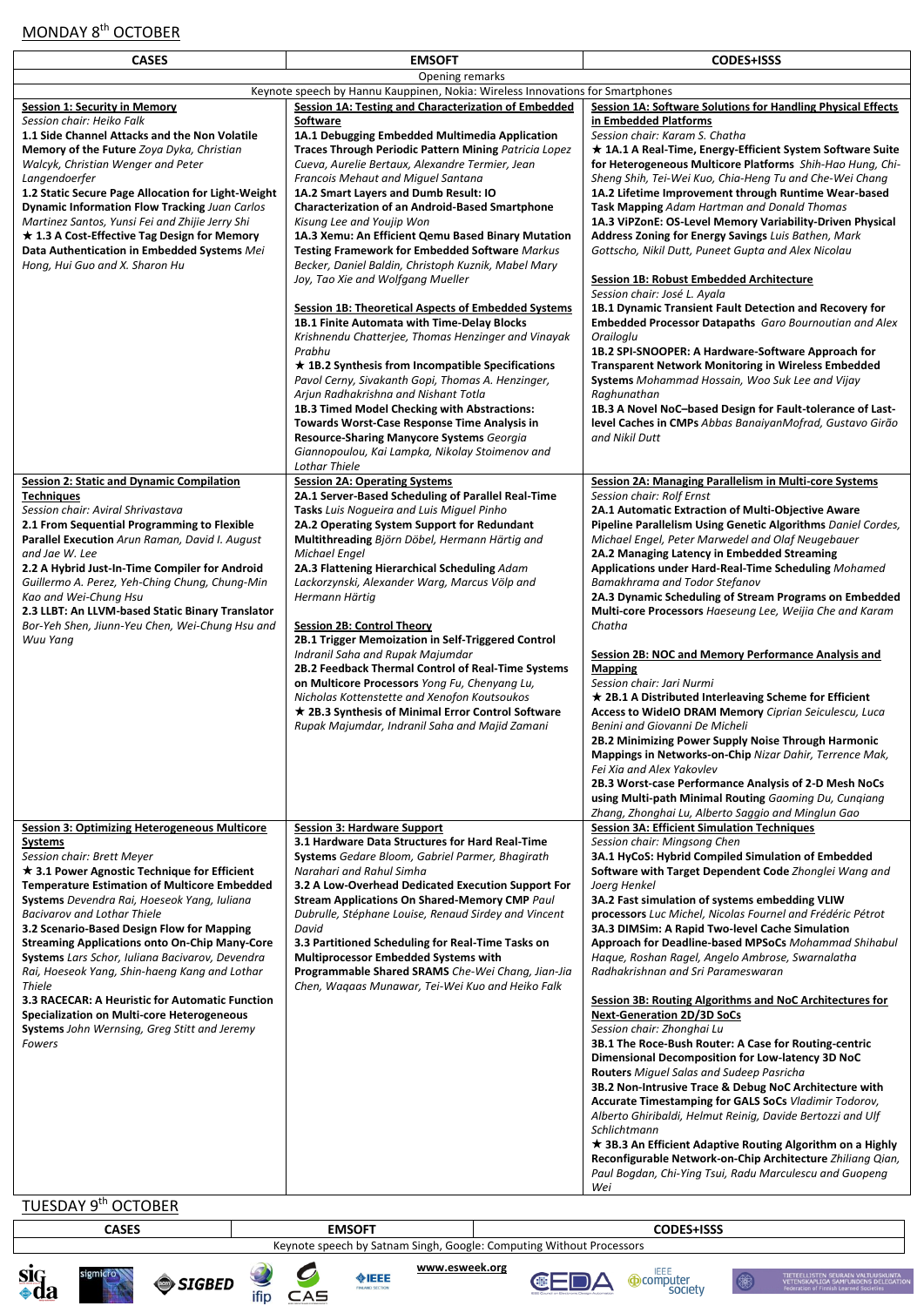## MONDAY 8[th] OCTOBER

| CASES | EMSOFT | CODES+ISSS |
|---|---|---|
| Opening remarks | | |
| Keynote speech by Hannu Kauppinen, Nokia: Wireless Innovations for Smartphones | | |
| **Session 1: Security in Memory**<br>*Session chair: Heiko Falk*<br>**1.1 Side Channel Attacks and the Non Volatile Memory of the Future** *Zoya Dyka, Christian Walcyk, Christian Wenger and Peter Langendoerfer*<br>**1.2 Static Secure Page Allocation for Light-Weight Dynamic Information Flow Tracking** *Juan Carlos Martinez Santos, Yunsi Fei and Zhijie Jerry Shi*<br>★ **1.3 A Cost-Effective Tag Design for Memory Data Authentication in Embedded Systems** *Mei Hong, Hui Guo and X. Sharon Hu* | **Session 1A: Testing and Characterization of Embedded Software**<br>**1A.1 Debugging Embedded Multimedia Application Traces Through Periodic Pattern Mining** *Patricia Lopez Cueva, Aurelie Bertaux, Alexandre Termier, Jean Francois Mehaut and Miguel Santana*<br>**1A.2 Smart Layers and Dumb Result: IO Characterization of an Android-Based Smartphone** *Kisung Lee and Youjip Won*<br>**1A.3 Xemu: An Efficient Qemu Based Binary Mutation Testing Framework for Embedded Software** *Markus Becker, Daniel Baldin, Christoph Kuznik, Mabel Mary Joy, Tao Xie and Wolfgang Mueller*<br><br>**Session 1B: Theoretical Aspects of Embedded Systems**<br>**1B.1 Finite Automata with Time-Delay Blocks** *Krishnendu Chatterjee, Thomas Henzinger and Vinayak Prabhu*<br>★ **1B.2 Synthesis from Incompatible Specifications** *Pavol Cerny, Sivakanth Gopi, Thomas A. Henzinger, Arjun Radhakrishna and Nishant Totla*<br>**1B.3 Timed Model Checking with Abstractions: Towards Worst-Case Response Time Analysis in Resource-Sharing Manycore Systems** *Georgia Giannopoulou, Kai Lampka, Nikolay Stoimenov and Lothar Thiele* | **Session 1A: Software Solutions for Handling Physical Effects in Embedded Platforms**<br>*Session chair: Karam S. Chatha*<br>★ **1A.1 A Real-Time, Energy-Efficient System Software Suite for Heterogeneous Multicore Platforms** *Shih-Hao Hung, Chi-Sheng Shih, Tei-Wei Kuo, Chia-Heng Tu and Che-Wei Chang*<br>**1A.2 Lifetime Improvement through Runtime Wear-based Task Mapping** *Adam Hartman and Donald Thomas*<br>**1A.3 ViPZonE: OS-Level Memory Variability-Driven Physical Address Zoning for Energy Savings** *Luis Bathen, Mark Gottscho, Nikil Dutt, Puneet Gupta and Alex Nicolau*<br><br>**Session 1B: Robust Embedded Architecture**<br>*Session chair: José L. Ayala*<br>**1B.1 Dynamic Transient Fault Detection and Recovery for Embedded Processor Datapaths** *Garo Bournoutian and Alex Orailoglu*<br>**1B.2 SPI-SNOOPER: A Hardware-Software Approach for Transparent Network Monitoring in Wireless Embedded Systems** *Mohammad Hossain, Woo Suk Lee and Vijay Raghunathan*<br>**1B.3 A Novel NoC–based Design for Fault-tolerance of Last-level Caches in CMPs** *Abbas BanaiyanMofrad, Gustavo Girão and Nikil Dutt* |
| **Session 2: Static and Dynamic Compilation Techniques**<br>*Session chair: Aviral Shrivastava*<br>**2.1 From Sequential Programming to Flexible Parallel Execution** *Arun Raman, David I. August and Jae W. Lee*<br>**2.2 A Hybrid Just-In-Time Compiler for Android** *Guillermo A. Perez, Yeh-Ching Chung, Chung-Min Kao and Wei-Chung Hsu*<br>**2.3 LLBT: An LLVM-based Static Binary Translator** *Bor-Yeh Shen, Jiunn-Yeu Chen, Wei-Chung Hsu and Wuu Yang* | **Session 2A: Operating Systems**<br>**2A.1 Server-Based Scheduling of Parallel Real-Time Tasks** *Luis Nogueira and Luis Miguel Pinho*<br>**2A.2 Operating System Support for Redundant Multithreading** *Björn Döbel, Hermann Härtig and Michael Engel*<br>**2A.3 Flattening Hierarchical Scheduling** *Adam Lackorzynski, Alexander Warg, Marcus Völp and Hermann Härtig*<br><br>**Session 2B: Control Theory**<br>**2B.1 Trigger Memoization in Self-Triggered Control** *Indranil Saha and Rupak Majumdar*<br>**2B.2 Feedback Thermal Control of Real-Time Systems on Multicore Processors** *Yong Fu, Chenyang Lu, Nicholas Kottenstette and Xenofon Koutsoukos*<br>★ **2B.3 Synthesis of Minimal Error Control Software** *Rupak Majumdar, Indranil Saha and Majid Zamani* | **Session 2A: Managing Parallelism in Multi-core Systems**<br>*Session chair: Rolf Ernst*<br>**2A.1 Automatic Extraction of Multi-Objective Aware Pipeline Parallelism Using Genetic Algorithms** *Daniel Cordes, Michael Engel, Peter Marwedel and Olaf Neugebauer*<br>**2A.2 Managing Latency in Embedded Streaming Applications under Hard-Real-Time Scheduling** *Mohamed Bamakhrama and Todor Stefanov*<br>**2A.3 Dynamic Scheduling of Stream Programs on Embedded Multi-core Processors** *Haeseung Lee, Weijia Che and Karam Chatha*<br><br>**Session 2B: NOC and Memory Performance Analysis and Mapping**<br>*Session chair: Jari Nurmi*<br>★ **2B.1 A Distributed Interleaving Scheme for Efficient Access to WideIO DRAM Memory** *Ciprian Seiculescu, Luca Benini and Giovanni De Micheli*<br>**2B.2 Minimizing Power Supply Noise Through Harmonic Mappings in Networks-on-Chip** *Nizar Dahir, Terrence Mak, Fei Xia and Alex Yakovlev*<br>**2B.3 Worst-case Performance Analysis of 2-D Mesh NoCs using Multi-path Minimal Routing** *Gaoming Du, Cunqiang Zhang, Zhonghai Lu, Alberto Saggio and Minglun Gao* |
| **Session 3: Optimizing Heterogeneous Multicore Systems**<br>*Session chair: Brett Meyer*<br>★ **3.1 Power Agnostic Technique for Efficient Temperature Estimation of Multicore Embedded Systems** *Devendra Rai, Hoeseok Yang, Iuliana Bacivarov and Lothar Thiele*<br>**3.2 Scenario-Based Design Flow for Mapping Streaming Applications onto On-Chip Many-Core Systems** *Lars Schor, Iuliana Bacivarov, Devendra Rai, Hoeseok Yang, Shin-haeng Kang and Lothar Thiele*<br>**3.3 RACECAR: A Heuristic for Automatic Function Specialization on Multi-core Heterogeneous Systems** *John Wernsing, Greg Stitt and Jeremy Fowers* | **Session 3: Hardware Support**<br>**3.1 Hardware Data Structures for Hard Real-Time Systems** *Gedare Bloom, Gabriel Parmer, Bhagirath Narahari and Rahul Simha*<br>**3.2 A Low-Overhead Dedicated Execution Support For Stream Applications On Shared-Memory CMP** *Paul Dubrulle, Stéphane Louise, Renaud Sirdey and Vincent David*<br>**3.3 Partitioned Scheduling for Real-Time Tasks on Multiprocessor Embedded Systems with Programmable Shared SRAMS** *Che-Wei Chang, Jian-Jia Chen, Waqaas Munawar, Tei-Wei Kuo and Heiko Falk* | **Session 3A: Efficient Simulation Techniques**<br>*Session chair: Mingsong Chen*<br>**3A.1 HyCoS: Hybrid Compiled Simulation of Embedded Software with Target Dependent Code** *Zhonglei Wang and Joerg Henkel*<br>**3A.2 Fast simulation of systems embedding VLIW processors** *Luc Michel, Nicolas Fournel and Frédéric Pétrot*<br>**3A.3 DIMSim: A Rapid Two-level Cache Simulation Approach for Deadline-based MPSoCs** *Mohammad Shihabul Haque, Roshan Ragel, Angelo Ambrose, Swarnalatha Radhakrishnan and Sri Parameswaran*<br><br>**Session 3B: Routing Algorithms and NoC Architectures for Next-Generation 2D/3D SoCs**<br>*Session chair: Zhonghai Lu*<br>**3B.1 The Roce-Bush Router: A Case for Routing-centric Dimensional Decomposition for Low-latency 3D NoC Routers** *Miguel Salas and Sudeep Pasricha*<br>**3B.2 Non-Intrusive Trace & Debug NoC Architecture with Accurate Timestamping for GALS SoCs** *Vladimir Todorov, Alberto Ghiribaldi, Helmut Reinig, Davide Bertozzi and Ulf Schlichtmann*<br>★ **3B.3 An Efficient Adaptive Routing Algorithm on a Highly Reconfigurable Network-on-Chip Architecture** *Zhiliang Qian, Paul Bogdan, Chi-Ying Tsui, Radu Marculescu and Guopeng Wei* |

## TUESDAY 9[th] OCTOBER

| CASES | EMSOFT | CODES+ISSS |
|---|---|---|
| Keynote speech by Satnam Singh, Google: Computing Without Processors | | |

www.esweek.org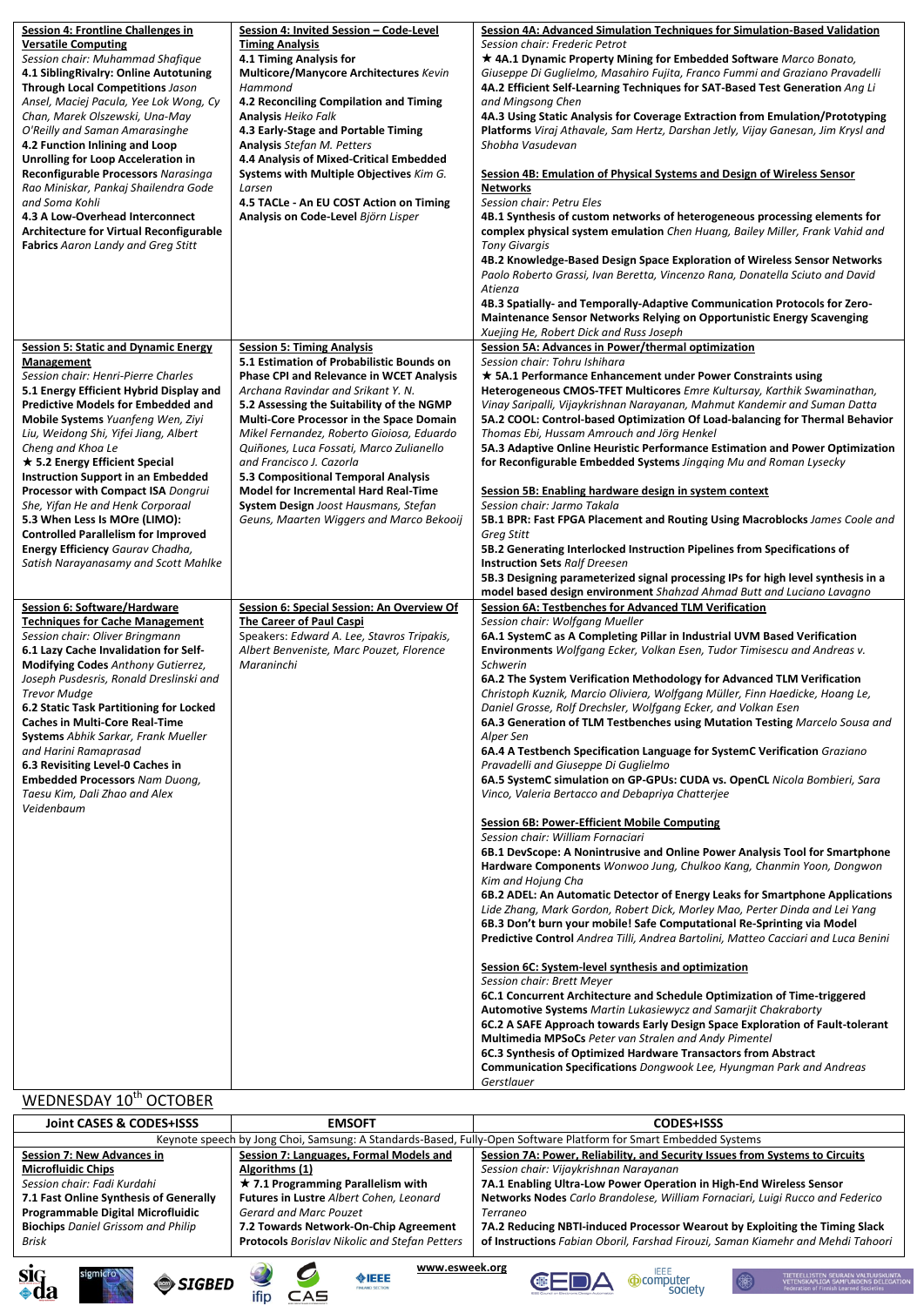**Session 4: Frontline Challenges in Versatile Computing**

*Session chair: Muhammad Shafique*

**4.1 SiblingRivalry: Online Autotuning Through Local Competitions** *Jason Ansel, Maciej Pacula, Yee Lok Wong, Cy Chan, Marek Olszewski, Una-May O'Reilly and Saman Amarasinghe*

**4.2 Function Inlining and Loop Unrolling for Loop Acceleration in Reconfigurable Processors** *Narasinga Rao Miniskar, Pankaj Shailendra Gode and Soma Kohli*

**4.3 A Low-Overhead Interconnect Architecture for Virtual Reconfigurable Fabrics** *Aaron Landy and Greg Stitt*

**Session 4: Invited Session – Code-Level Timing Analysis**

**4.1 Timing Analysis for Multicore/Manycore Architectures** *Kevin Hammond*

**4.2 Reconciling Compilation and Timing Analysis** *Heiko Falk*

**4.3 Early-Stage and Portable Timing Analysis** *Stefan M. Petters*

**4.4 Analysis of Mixed-Critical Embedded Systems with Multiple Objectives** *Kim G. Larsen*

**4.5 TACLe - An EU COST Action on Timing Analysis on Code-Level** *Björn Lisper*

**Session 4A: Advanced Simulation Techniques for Simulation-Based Validation**

*Session chair: Frederic Petrot*

★ **4A.1 Dynamic Property Mining for Embedded Software** *Marco Bonato, Giuseppe Di Guglielmo, Masahiro Fujita, Franco Fummi and Graziano Pravadelli*

**4A.2 Efficient Self-Learning Techniques for SAT-Based Test Generation** *Ang Li and Mingsong Chen*

**4A.3 Using Static Analysis for Coverage Extraction from Emulation/Prototyping Platforms** *Viraj Athavale, Sam Hertz, Darshan Jetly, Vijay Ganesan, Jim Krysl and Shobha Vasudevan*

**Session 4B: Emulation of Physical Systems and Design of Wireless Sensor Networks**

*Session chair: Petru Eles*

**4B.1 Synthesis of custom networks of heterogeneous processing elements for complex physical system emulation** *Chen Huang, Bailey Miller, Frank Vahid and Tony Givargis*

**4B.2 Knowledge-Based Design Space Exploration of Wireless Sensor Networks** *Paolo Roberto Grassi, Ivan Beretta, Vincenzo Rana, Donatella Sciuto and David Atienza*

**4B.3 Spatially- and Temporally-Adaptive Communication Protocols for Zero-Maintenance Sensor Networks Relying on Opportunistic Energy Scavenging** *Xuejing He, Robert Dick and Russ Joseph*

**Session 5: Static and Dynamic Energy Management**

*Session chair: Henri-Pierre Charles*

**5.1 Energy Efficient Hybrid Display and Predictive Models for Embedded and Mobile Systems** *Yuanfeng Wen, Ziyi Liu, Weidong Shi, Yifei Jiang, Albert Cheng and Khoa Le*

★ **5.2 Energy Efficient Special Instruction Support in an Embedded Processor with Compact ISA** *Dongrui She, Yifan He and Henk Corporaal*

**5.3 When Less Is MOre (LIMO): Controlled Parallelism for Improved Energy Efficiency** *Gaurav Chadha, Satish Narayanasamy and Scott Mahlke*

**Session 5: Timing Analysis**

**5.1 Estimation of Probabilistic Bounds on Phase CPI and Relevance in WCET Analysis** *Archana Ravindar and Srikant Y. N.*

**5.2 Assessing the Suitability of the NGMP Multi-Core Processor in the Space Domain** *Mikel Fernandez, Roberto Gioiosa, Eduardo Quiñones, Luca Fossati, Marco Zulianello and Francisco J. Cazorla*

**5.3 Compositional Temporal Analysis Model for Incremental Hard Real-Time System Design** *Joost Hausmans, Stefan Geuns, Maarten Wiggers and Marco Bekooij*

**Session 5A: Advances in Power/thermal optimization**

*Session chair: Tohru Ishihara*

★ **5A.1 Performance Enhancement under Power Constraints using Heterogeneous CMOS-TFET Multicores** *Emre Kultursay, Karthik Swaminathan, Vinay Saripalli, Vijaykrishnan Narayanan, Mahmut Kandemir and Suman Datta*

**5A.2 COOL: Control-based Optimization Of Load-balancing for Thermal Behavior** *Thomas Ebi, Hussam Amrouch and Jörg Henkel*

**5A.3 Adaptive Online Heuristic Performance Estimation and Power Optimization for Reconfigurable Embedded Systems** *Jingqing Mu and Roman Lysecky*

**Session 5B: Enabling hardware design in system context**

*Session chair: Jarmo Takala*

**5B.1 BPR: Fast FPGA Placement and Routing Using Macroblocks** *James Coole and Greg Stitt*

**5B.2 Generating Interlocked Instruction Pipelines from Specifications of Instruction Sets** *Ralf Dreesen*

**5B.3 Designing parameterized signal processing IPs for high level synthesis in a model based design environment** *Shahzad Ahmad Butt and Luciano Lavagno*

**Session 6: Software/Hardware Techniques for Cache Management**

*Session chair: Oliver Bringmann*

**6.1 Lazy Cache Invalidation for Self-Modifying Codes** *Anthony Gutierrez, Joseph Pusdesris, Ronald Dreslinski and Trevor Mudge*

**6.2 Static Task Partitioning for Locked Caches in Multi-Core Real-Time Systems** *Abhik Sarkar, Frank Mueller and Harini Ramaprasad*

**6.3 Revisiting Level-0 Caches in Embedded Processors** *Nam Duong, Taesu Kim, Dali Zhao and Alex Veidenbaum*

**Session 6: Special Session: An Overview Of The Career of Paul Caspi**

Speakers: *Edward A. Lee, Stavros Tripakis, Albert Benveniste, Marc Pouzet, Florence Maraninchi*

**Session 6A: Testbenches for Advanced TLM Verification**

*Session chair: Wolfgang Mueller*

**6A.1 SystemC as A Completing Pillar in Industrial UVM Based Verification Environments** *Wolfgang Ecker, Volkan Esen, Tudor Timisescu and Andreas v. Schwerin*

**6A.2 The System Verification Methodology for Advanced TLM Verification** *Christoph Kuznik, Marcio Oliviera, Wolfgang Müller, Finn Haedicke, Hoang Le, Daniel Grosse, Rolf Drechsler, Wolfgang Ecker, and Volkan Esen*

**6A.3 Generation of TLM Testbenches using Mutation Testing** *Marcelo Sousa and Alper Sen*

**6A.4 A Testbench Specification Language for SystemC Verification** *Graziano Pravadelli and Giuseppe Di Guglielmo*

**6A.5 SystemC simulation on GP-GPUs: CUDA vs. OpenCL** *Nicola Bombieri, Sara Vinco, Valeria Bertacco and Debapriya Chatterjee*

**Session 6B: Power-Efficient Mobile Computing**

*Session chair: William Fornaciari*

**6B.1 DevScope: A Nonintrusive and Online Power Analysis Tool for Smartphone Hardware Components** *Wonwoo Jung, Chulkoo Kang, Chanmin Yoon, Dongwon Kim and Hojung Cha*

**6B.2 ADEL: An Automatic Detector of Energy Leaks for Smartphone Applications** *Lide Zhang, Mark Gordon, Robert Dick, Morley Mao, Perter Dinda and Lei Yang*

**6B.3 Don't burn your mobile! Safe Computational Re-Sprinting via Model Predictive Control** *Andrea Tilli, Andrea Bartolini, Matteo Cacciari and Luca Benini*

**Session 6C: System-level synthesis and optimization**

*Session chair: Brett Meyer*

**6C.1 Concurrent Architecture and Schedule Optimization of Time-triggered Automotive Systems** *Martin Lukasiewycz and Samarjit Chakraborty*

**6C.2 A SAFE Approach towards Early Design Space Exploration of Fault-tolerant Multimedia MPSoCs** *Peter van Stralen and Andy Pimentel*

**6C.3 Synthesis of Optimized Hardware Transactors from Abstract Communication Specifications** *Dongwook Lee, Hyungman Park and Andreas Gerstlauer*

## WEDNESDAY 10th OCTOBER

| Joint CASES & CODES+ISSS | EMSOFT | CODES+ISSS |
|---|---|---|

Keynote speech by Jong Choi, Samsung: A Standards-Based, Fully-Open Software Platform for Smart Embedded Systems

**Session 7: New Advances in Microfluidic Chips**

*Session chair: Fadi Kurdahi*

**7.1 Fast Online Synthesis of Generally Programmable Digital Microfluidic Biochips** *Daniel Grissom and Philip Brisk*

**Session 7: Languages, Formal Models and Algorithms (1)**

★ **7.1 Programming Parallelism with Futures in Lustre** *Albert Cohen, Leonard Gerard and Marc Pouzet*

**7.2 Towards Network-On-Chip Agreement Protocols** *Borislav Nikolic and Stefan Petters*

**Session 7A: Power, Reliability, and Security Issues from Systems to Circuits**

*Session chair: Vijaykrishnan Narayanan*

**7A.1 Enabling Ultra-Low Power Operation in High-End Wireless Sensor Networks Nodes** *Carlo Brandolese, William Fornaciari, Luigi Rucco and Federico Terraneo*

**7A.2 Reducing NBTI-induced Processor Wearout by Exploiting the Timing Slack of Instructions** *Fabian Oboril, Farshad Firouzi, Saman Kiamehr and Mehdi Tahoori*

www.esweek.org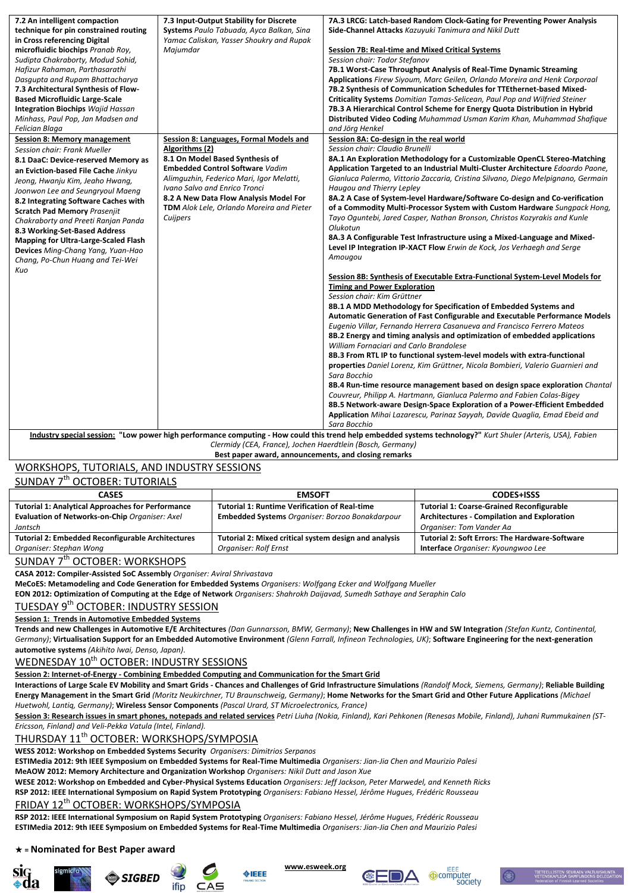7.2 An intelligent compaction technique for pin constrained routing in Cross referencing Digital microfluidic biochips *Pranab Roy, Sudipta Chakraborty, Modud Sohid, Hafizur Rahaman, Parthasarathi Dasgupta and Rupam Bhattacharya*

**7.3 Architectural Synthesis of Flow-Based Microfluidic Large-Scale Integration Biochips** *Wajid Hassan Minhass, Paul Pop, Jan Madsen and Felician Blaga*

**7.3 Input-Output Stability for Discrete Systems** *Paulo Tabuada, Ayca Balkan, Sina Yamac Caliskan, Yasser Shoukry and Rupak Majumdar*

**7A.3 LRCG: Latch-based Random Clock-Gating for Preventing Power Analysis Side-Channel Attacks** *Kazuyuki Tanimura and Nikil Dutt*

**Session 7B: Real-time and Mixed Critical Systems**

*Session chair: Todor Stefanov*

**7B.1 Worst-Case Throughput Analysis of Real-Time Dynamic Streaming Applications** *Firew Siyoum, Marc Geilen, Orlando Moreira and Henk Corporaal*

**7B.2 Synthesis of Communication Schedules for TTEthernet-based Mixed-Criticality Systems** *Domitian Tamas-Selicean, Paul Pop and Wilfried Steiner*

**7B.3 A Hierarchical Control Scheme for Energy Quota Distribution in Hybrid Distributed Video Coding** *Muhammad Usman Karim Khan, Muhammad Shafique and Jörg Henkel*

**Session 8: Memory management**

*Session chair: Frank Mueller*

**8.1 DaaC: Device-reserved Memory as an Eviction-based File Cache** *Jinkyu Jeong, Hwanju Kim, Jeaho Hwang, Joonwon Lee and Seungryoul Maeng*

**8.2 Integrating Software Caches with Scratch Pad Memory** *Prasenjit Chakraborty and Preeti Ranjan Panda*

**8.3 Working-Set-Based Address Mapping for Ultra-Large-Scaled Flash Devices** *Ming-Chang Yang, Yuan-Hao Chang, Po-Chun Huang and Tei-Wei Kuo*

**Session 8: Languages, Formal Models and Algorithms (2)**

**8.1 On Model Based Synthesis of Embedded Control Software** *Vadim Alimguzhin, Federico Mari, Igor Melatti, Ivano Salvo and Enrico Tronci*

**8.2 A New Data Flow Analysis Model For TDM** *Alok Lele, Orlando Moreira and Pieter Cuijpers*

**Session 8A: Co-design in the real world**

*Session chair: Claudio Brunelli*

**8A.1 An Exploration Methodology for a Customizable OpenCL Stereo-Matching Application Targeted to an Industrial Multi-Cluster Architecture** *Edoardo Paone, Gianluca Palermo, Vittorio Zaccaria, Cristina Silvano, Diego Melpignano, Germain Haugou and Thierry Lepley*

**8A.2 A Case of System-level Hardware/Software Co-design and Co-verification of a Commodity Multi-Processor System with Custom Hardware** *Sungpack Hong, Tayo Oguntebi, Jared Casper, Nathan Bronson, Christos Kozyrakis and Kunle Olukotun*

**8A.3 A Configurable Test Infrastructure using a Mixed-Language and Mixed-Level IP Integration IP-XACT Flow** *Erwin de Kock, Jos Verhaegh and Serge Amougou*

**Session 8B: Synthesis of Executable Extra-Functional System-Level Models for Timing and Power Exploration**

*Session chair: Kim Grüttner*

**8B.1 A MDD Methodology for Specification of Embedded Systems and Automatic Generation of Fast Configurable and Executable Performance Models** *Eugenio Villar, Fernando Herrera Casanueva and Francisco Ferrero Mateos*

**8B.2 Energy and timing analysis and optimization of embedded applications** *William Fornaciari and Carlo Brandolese*

**8B.3 From RTL IP to functional system-level models with extra-functional properties** *Daniel Lorenz, Kim Grüttner, Nicola Bombieri, Valerio Guarnieri and Sara Bocchio*

**8B.4 Run-time resource management based on design space exploration** *Chantal Couvreur, Philipp A. Hartmann, Gianluca Palermo and Fabien Colas-Bigey*

**8B.5 Network-aware Design-Space Exploration of a Power-Efficient Embedded Application** *Mihai Lazarescu, Parinaz Sayyah, Davide Quaglia, Emad Ebeid and Sara Bocchio*

**Industry special session: "Low power high performance computing - How could this trend help embedded systems technology?"** *Kurt Shuler (Arteris, USA), Fabien Clermidy (CEA, France), Jochen Haerdtlein (Bosch, Germany)*

**Best paper award, announcements, and closing remarks**

## WORKSHOPS, TUTORIALS, AND INDUSTRY SESSIONS

### SUNDAY 7th OCTOBER: TUTORIALS

| CASES | EMSOFT | CODES+ISSS |
|---|---|---|
| **Tutorial 1: Analytical Approaches for Performance Evaluation of Networks-on-Chip** *Organiser: Axel Jantsch* | **Tutorial 1: Runtime Verification of Real-time Embedded Systems** *Organiser: Borzoo Bonakdarpour* | **Tutorial 1: Coarse-Grained Reconfigurable Architectures - Compilation and Exploration** *Organiser: Tom Vander Aa* |
| **Tutorial 2: Embedded Reconfigurable Architectures** *Organiser: Stephan Wong* | **Tutorial 2: Mixed critical system design and analysis** *Organiser: Rolf Ernst* | **Tutorial 2: Soft Errors: The Hardware-Software Interface** *Organiser: Kyoungwoo Lee* |

### SUNDAY 7th OCTOBER: WORKSHOPS

**CASA 2012: Compiler-Assisted SoC Assembly** *Organiser: Aviral Shrivastava*

**MeCoES: Metamodeling and Code Generation for Embedded Systems** *Organisers: Wolfgang Ecker and Wolfgang Mueller*

**EON 2012: Optimization of Computing at the Edge of Network** *Organisers: Shahrokh Daijavad, Sumedh Sathaye and Seraphin Calo*

### TUESDAY 9th OCTOBER: INDUSTRY SESSION

**Session 1: Trends in Automotive Embedded Systems**

**Trends and new Challenges in Automotive E/E Architectures** *(Dan Gunnarsson, BMW, Germany)*; **New Challenges in HW and SW Integration** *(Stefan Kuntz, Continental, Germany)*; **Virtualisation Support for an Embedded Automotive Environment** *(Glenn Farrall, Infineon Technologies, UK)*; **Software Engineering for the next-generation automotive systems** *(Akihito Iwai, Denso, Japan).*

### WEDNESDAY 10th OCTOBER: INDUSTRY SESSIONS

**Session 2: Internet-of-Energy - Combining Embedded Computing and Communication for the Smart Grid**

**Interactions of Large Scale EV Mobility and Smart Grids - Chances and Challenges of Grid Infrastructure Simulations** *(Randolf Mock, Siemens, Germany)*; **Reliable Building Energy Management in the Smart Grid** *(Moritz Neukirchner, TU Braunschweig, Germany)*; **Home Networks for the Smart Grid and Other Future Applications** *(Michael Huetwohl, Lantiq, Germany)*; **Wireless Sensor Components** *(Pascal Urard, ST Microelectronics, France)*

**Session 3: Research issues in smart phones, notepads and related services** *Petri Liuha (Nokia, Finland), Kari Pehkonen (Renesas Mobile, Finland), Juhani Rummukainen (ST-Ericsson, Finland) and Veli-Pekka Vatula (Intel, Finland).*

### THURSDAY 11th OCTOBER: WORKSHOPS/SYMPOSIA

**WESS 2012: Workshop on Embedded Systems Security** *Organisers: Dimitrios Serpanos*

**ESTIMedia 2012: 9th IEEE Symposium on Embedded Systems for Real-Time Multimedia** *Organisers: Jian-Jia Chen and Maurizio Palesi*

**MeAOW 2012: Memory Architecture and Organization Workshop** *Organisers: Nikil Dutt and Jason Xue*

**WESE 2012: Workshop on Embedded and Cyber-Physical Systems Education** *Organisers: Jeff Jackson, Peter Marwedel, and Kenneth Ricks*

**RSP 2012: IEEE International Symposium on Rapid System Prototyping** *Organisers: Fabiano Hessel, Jérôme Hugues, Frédéric Rousseau*

### FRIDAY 12th OCTOBER: WORKSHOPS/SYMPOSIA

**RSP 2012: IEEE International Symposium on Rapid System Prototyping** *Organisers: Fabiano Hessel, Jérôme Hugues, Frédéric Rousseau*

**ESTIMedia 2012: 9th IEEE Symposium on Embedded Systems for Real-Time Multimedia** *Organisers: Jian-Jia Chen and Maurizio Palesi*

**★ = Nominated for Best Paper award**

www.esweek.org